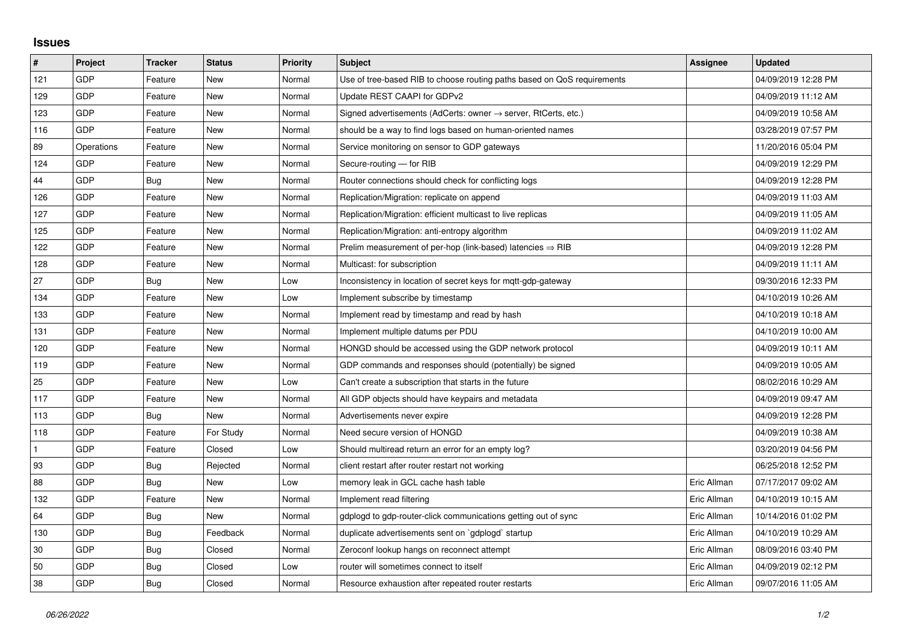## Issues

| # | Project | Tracker | Status | Priority | Subject | Assignee | Updated |
|---|---|---|---|---|---|---|---|
| 121 | GDP | Feature | New | Normal | Use of tree-based RIB to choose routing paths based on QoS requirements | | 04/09/2019 12:28 PM |
| 129 | GDP | Feature | New | Normal | Update REST CAAPI for GDPv2 | | 04/09/2019 11:12 AM |
| 123 | GDP | Feature | New | Normal | Signed advertisements (AdCerts: owner → server, RtCerts, etc.) | | 04/09/2019 10:58 AM |
| 116 | GDP | Feature | New | Normal | should be a way to find logs based on human-oriented names | | 03/28/2019 07:57 PM |
| 89 | Operations | Feature | New | Normal | Service monitoring on sensor to GDP gateways | | 11/20/2016 05:04 PM |
| 124 | GDP | Feature | New | Normal | Secure-routing — for RIB | | 04/09/2019 12:29 PM |
| 44 | GDP | Bug | New | Normal | Router connections should check for conflicting logs | | 04/09/2019 12:28 PM |
| 126 | GDP | Feature | New | Normal | Replication/Migration: replicate on append | | 04/09/2019 11:03 AM |
| 127 | GDP | Feature | New | Normal | Replication/Migration: efficient multicast to live replicas | | 04/09/2019 11:05 AM |
| 125 | GDP | Feature | New | Normal | Replication/Migration: anti-entropy algorithm | | 04/09/2019 11:02 AM |
| 122 | GDP | Feature | New | Normal | Prelim measurement of per-hop (link-based) latencies ⇒ RIB | | 04/09/2019 12:28 PM |
| 128 | GDP | Feature | New | Normal | Multicast: for subscription | | 04/09/2019 11:11 AM |
| 27 | GDP | Bug | New | Low | Inconsistency in location of secret keys for mqtt-gdp-gateway | | 09/30/2016 12:33 PM |
| 134 | GDP | Feature | New | Low | Implement subscribe by timestamp | | 04/10/2019 10:26 AM |
| 133 | GDP | Feature | New | Normal | Implement read by timestamp and read by hash | | 04/10/2019 10:18 AM |
| 131 | GDP | Feature | New | Normal | Implement multiple datums per PDU | | 04/10/2019 10:00 AM |
| 120 | GDP | Feature | New | Normal | HONGD should be accessed using the GDP network protocol | | 04/09/2019 10:11 AM |
| 119 | GDP | Feature | New | Normal | GDP commands and responses should (potentially) be signed | | 04/09/2019 10:05 AM |
| 25 | GDP | Feature | New | Low | Can't create a subscription that starts in the future | | 08/02/2016 10:29 AM |
| 117 | GDP | Feature | New | Normal | All GDP objects should have keypairs and metadata | | 04/09/2019 09:47 AM |
| 113 | GDP | Bug | New | Normal | Advertisements never expire | | 04/09/2019 12:28 PM |
| 118 | GDP | Feature | For Study | Normal | Need secure version of HONGD | | 04/09/2019 10:38 AM |
| 1 | GDP | Feature | Closed | Low | Should multiread return an error for an empty log? | | 03/20/2019 04:56 PM |
| 93 | GDP | Bug | Rejected | Normal | client restart after router restart not working | | 06/25/2018 12:52 PM |
| 88 | GDP | Bug | New | Low | memory leak in GCL cache hash table | Eric Allman | 07/17/2017 09:02 AM |
| 132 | GDP | Feature | New | Normal | Implement read filtering | Eric Allman | 04/10/2019 10:15 AM |
| 64 | GDP | Bug | New | Normal | gdplogd to gdp-router-click communications getting out of sync | Eric Allman | 10/14/2016 01:02 PM |
| 130 | GDP | Bug | Feedback | Normal | duplicate advertisements sent on `gdplogd` startup | Eric Allman | 04/10/2019 10:29 AM |
| 30 | GDP | Bug | Closed | Normal | Zeroconf lookup hangs on reconnect attempt | Eric Allman | 08/09/2016 03:40 PM |
| 50 | GDP | Bug | Closed | Low | router will sometimes connect to itself | Eric Allman | 04/09/2019 02:12 PM |
| 38 | GDP | Bug | Closed | Normal | Resource exhaustion after repeated router restarts | Eric Allman | 09/07/2016 11:05 AM |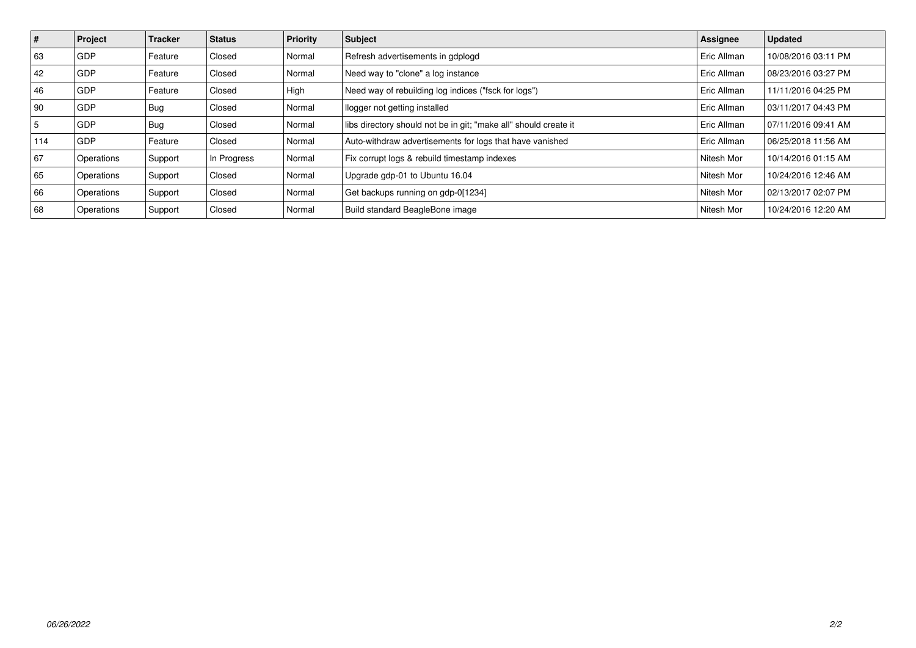| # | Project | Tracker | Status | Priority | Subject | Assignee | Updated |
|---|---|---|---|---|---|---|---|
| 63 | GDP | Feature | Closed | Normal | Refresh advertisements in gdplogd | Eric Allman | 10/08/2016 03:11 PM |
| 42 | GDP | Feature | Closed | Normal | Need way to "clone" a log instance | Eric Allman | 08/23/2016 03:27 PM |
| 46 | GDP | Feature | Closed | High | Need way of rebuilding log indices ("fsck for logs") | Eric Allman | 11/11/2016 04:25 PM |
| 90 | GDP | Bug | Closed | Normal | llogger not getting installed | Eric Allman | 03/11/2017 04:43 PM |
| 5 | GDP | Bug | Closed | Normal | libs directory should not be in git; "make all" should create it | Eric Allman | 07/11/2016 09:41 AM |
| 114 | GDP | Feature | Closed | Normal | Auto-withdraw advertisements for logs that have vanished | Eric Allman | 06/25/2018 11:56 AM |
| 67 | Operations | Support | In Progress | Normal | Fix corrupt logs & rebuild timestamp indexes | Nitesh Mor | 10/14/2016 01:15 AM |
| 65 | Operations | Support | Closed | Normal | Upgrade gdp-01 to Ubuntu 16.04 | Nitesh Mor | 10/24/2016 12:46 AM |
| 66 | Operations | Support | Closed | Normal | Get backups running on gdp-0[1234] | Nitesh Mor | 02/13/2017 02:07 PM |
| 68 | Operations | Support | Closed | Normal | Build standard BeagleBone image | Nitesh Mor | 10/24/2016 12:20 AM |